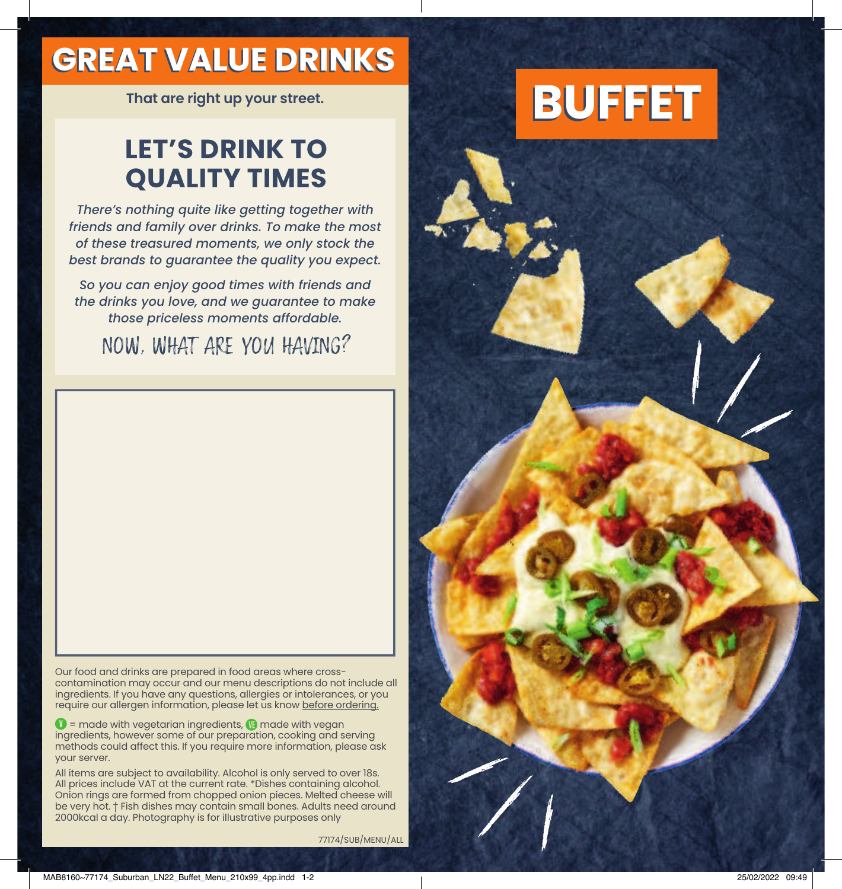# GREAT VALUE DRINKS

**That are right up your street.**

## LET'S DRINK TO QUALITY TIMES

*There's nothing quite like getting together with friends and family over drinks. To make the most of these treasured moments, we only stock the best brands to guarantee the quality you expect.*

*So you can enjoy good times with friends and the drinks you love, and we guarantee to make those priceless moments affordable.*

NOW, WHAT ARE YOU HAVING?

Our food and drinks are prepared in food areas where cross-contamination may occur and our menu descriptions do not include all ingredients. If you have any questions, allergies or intolerances, or you require our allergen information, please let us know before ordering.

V = made with vegetarian ingredients, VE made with vegan ingredients, however some of our preparation, cooking and serving methods could affect this. If you require more information, please ask your server.

All items are subject to availability. Alcohol is only served to over 18s. All prices include VAT at the current rate. *Dishes containing alcohol. Onion rings are formed from chopped onion pieces. Melted cheese will be very hot. † Fish dishes may contain small bones. Adults need around 2000kcal a day. Photography is for illustrative purposes only

77174/SUB/MENU/ALL

# BUFFET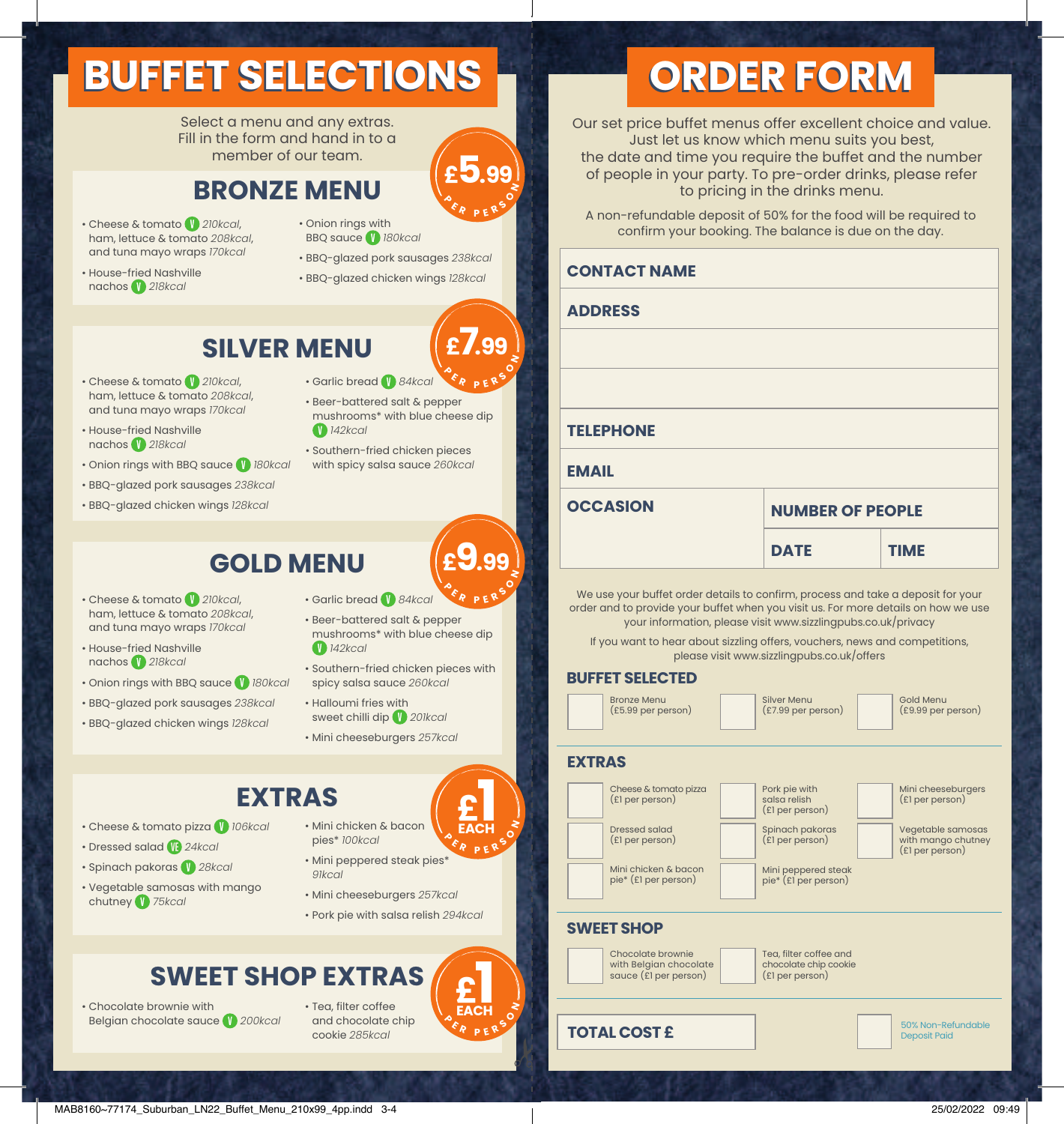# BUFFET SELECTIONS

Select a menu and any extras.
Fill in the form and hand in to a member of our team.

## BRONZE MENU

£5.99 PER PERSON

- Cheese & tomato (V) *210kcal*, ham, lettuce & tomato *208kcal*, and tuna mayo wraps *170kcal*
- House-fried Nashville nachos (V) *218kcal*
- Onion rings with BBQ sauce (V) *180kcal*
- BBQ-glazed pork sausages *238kcal*
- BBQ-glazed chicken wings *128kcal*

## SILVER MENU

£7.99 PER PERSON

- Cheese & tomato (V) *210kcal*, ham, lettuce & tomato *208kcal*, and tuna mayo wraps *170kcal*
- House-fried Nashville nachos (V) *218kcal*
- Onion rings with BBQ sauce (V) *180kcal*
- BBQ-glazed pork sausages *238kcal*
- BBQ-glazed chicken wings *128kcal*
- Garlic bread (V) *84kcal*
- Beer-battered salt & pepper mushrooms* with blue cheese dip (V) *142kcal*
- Southern-fried chicken pieces with spicy salsa sauce *260kcal*

## GOLD MENU

£9.99 PER PERSON

- Cheese & tomato (V) *210kcal*, ham, lettuce & tomato *208kcal*, and tuna mayo wraps *170kcal*
- House-fried Nashville nachos (V) *218kcal*
- Onion rings with BBQ sauce (V) *180kcal*
- BBQ-glazed pork sausages *238kcal*
- BBQ-glazed chicken wings *128kcal*
- Garlic bread (V) *84kcal*
- Beer-battered salt & pepper mushrooms* with blue cheese dip (V) *142kcal*
- Southern-fried chicken pieces with spicy salsa sauce *260kcal*
- Halloumi fries with sweet chilli dip (V) *201kcal*
- Mini cheeseburgers *257kcal*

## EXTRAS

£1 EACH PER PERSON

- Cheese & tomato pizza (V) *106kcal*
- Dressed salad (VE) *24kcal*
- Spinach pakoras (V) *28kcal*
- Vegetable samosas with mango chutney (V) *75kcal*
- Mini chicken & bacon pies* *100kcal*
- Mini peppered steak pies* *91kcal*
- Mini cheeseburgers *257kcal*
- Pork pie with salsa relish *294kcal*

## SWEET SHOP EXTRAS

£1 EACH PER PERSON

- Chocolate brownie with Belgian chocolate sauce (V) *200kcal*
- Tea, filter coffee and chocolate chip cookie *285kcal*

# ORDER FORM

Our set price buffet menus offer excellent choice and value. Just let us know which menu suits you best, the date and time you require the buffet and the number of people in your party. To pre-order drinks, please refer to pricing in the drinks menu.

A non-refundable deposit of 50% for the food will be required to confirm your booking. The balance is due on the day.

| | | |
|---|---|---|
| **CONTACT NAME** | | |
| **ADDRESS** | | |
| | | |
| | | |
| **TELEPHONE** | | |
| **EMAIL** | | |
| **OCCASION** | **NUMBER OF PEOPLE** | |
| | **DATE** | **TIME** |

We use your buffet order details to confirm, process and take a deposit for your order and to provide your buffet when you visit us. For more details on how we use your information, please visit www.sizzlingpubs.co.uk/privacy

If you want to hear about sizzling offers, vouchers, news and competitions, please visit www.sizzlingpubs.co.uk/offers

### BUFFET SELECTED

- ☐ Bronze Menu (£5.99 per person)
- ☐ Silver Menu (£7.99 per person)
- ☐ Gold Menu (£9.99 per person)

### EXTRAS

- ☐ Cheese & tomato pizza (£1 per person)
- ☐ Pork pie with salsa relish (£1 per person)
- ☐ Mini cheeseburgers (£1 per person)
- ☐ Dressed salad (£1 per person)
- ☐ Spinach pakoras (£1 per person)
- ☐ Vegetable samosas with mango chutney (£1 per person)
- ☐ Mini chicken & bacon pie* (£1 per person)
- ☐ Mini peppered steak pie* (£1 per person)

### SWEET SHOP

- ☐ Chocolate brownie with Belgian chocolate sauce (£1 per person)
- ☐ Tea, filter coffee and chocolate chip cookie (£1 per person)

**TOTAL COST £**

☐ 50% Non-Refundable Deposit Paid